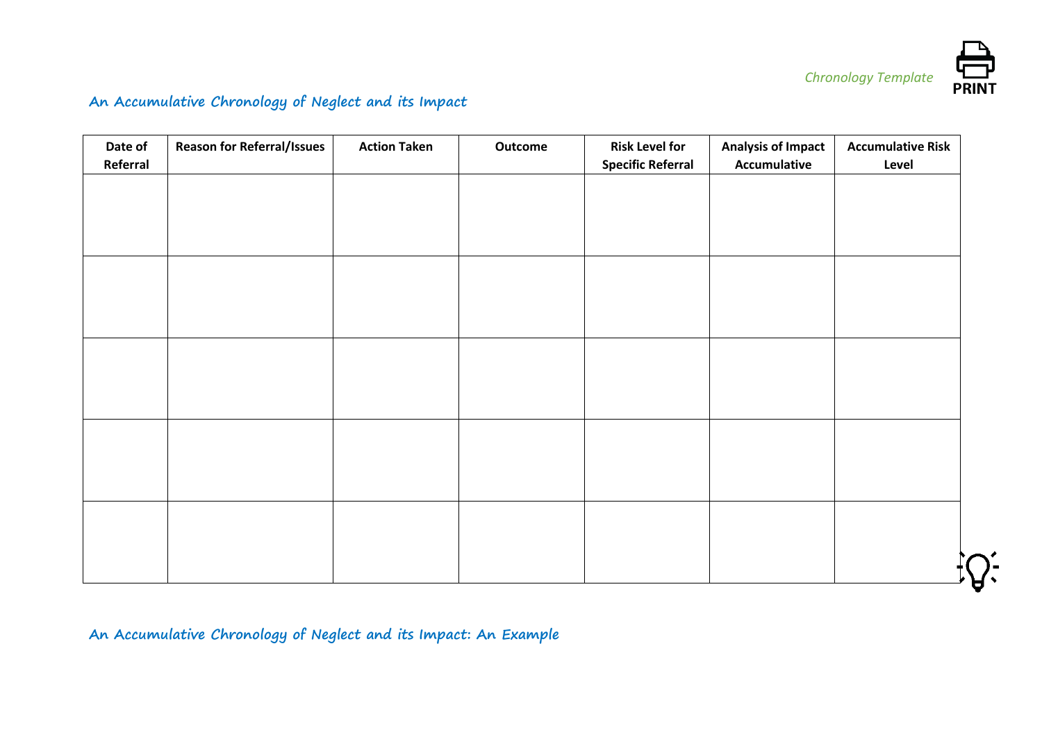*Chronology Template*

PRINT

## An Accumulative Chronology of Neglect and its Impact

| Date of Referral | Reason for Referral/Issues | Action Taken | Outcome | Risk Level for Specific Referral | Analysis of Impact Accumulative | Accumulative Risk Level |
|---|---|---|---|---|---|---|
| | | | | | | |
| | | | | | | |
| | | | | | | |
| | | | | | | |
| | | | | | | |

## An Accumulative Chronology of Neglect and its Impact: An Example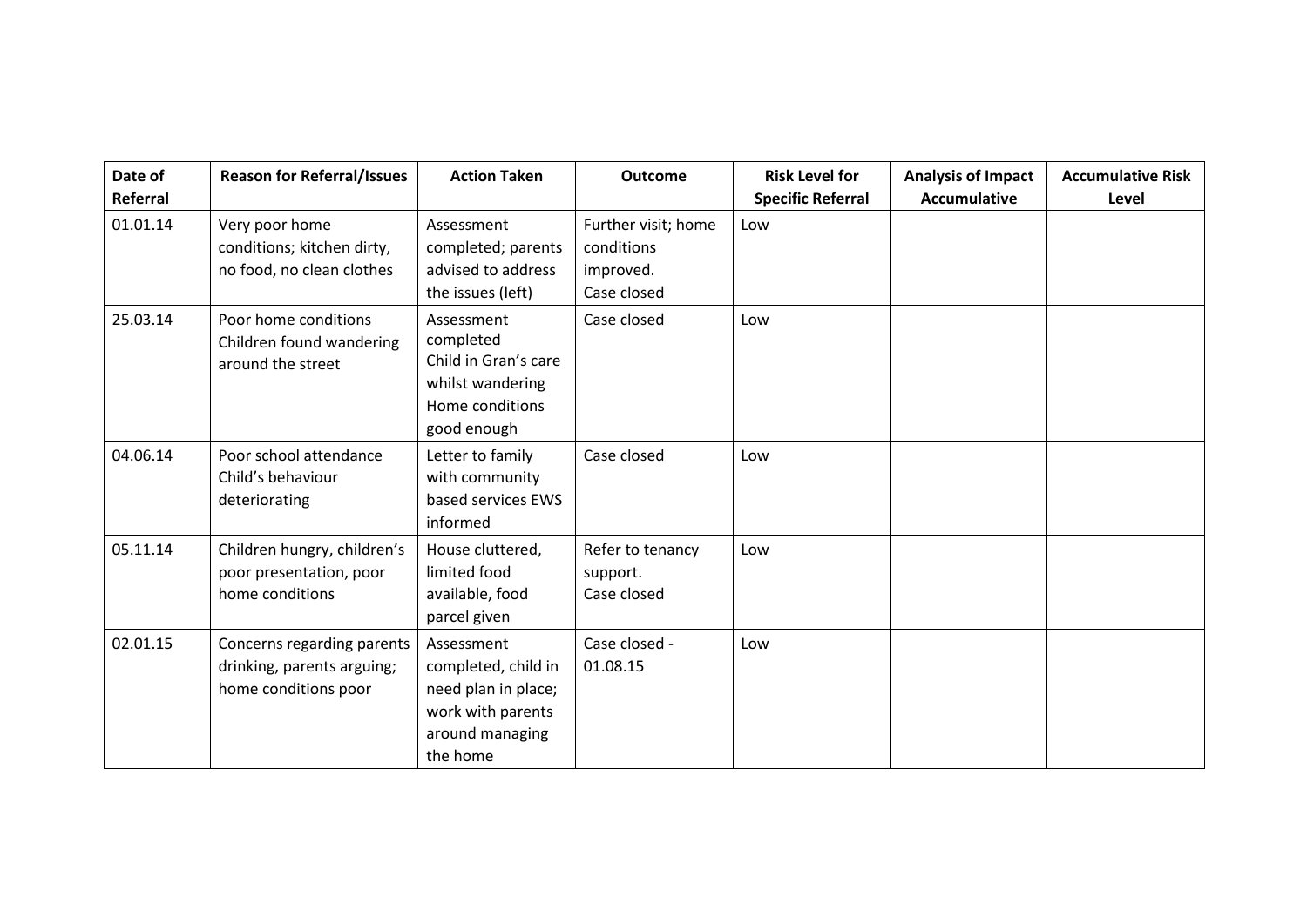| Date of Referral | Reason for Referral/Issues | Action Taken | Outcome | Risk Level for Specific Referral | Analysis of Impact Accumulative | Accumulative Risk Level |
|---|---|---|---|---|---|---|
| 01.01.14 | Very poor home conditions; kitchen dirty, no food, no clean clothes | Assessment completed; parents advised to address the issues (left) | Further visit; home conditions improved. Case closed | Low | | |
| 25.03.14 | Poor home conditions Children found wandering around the street | Assessment completed Child in Gran's care whilst wandering Home conditions good enough | Case closed | Low | | |
| 04.06.14 | Poor school attendance Child's behaviour deteriorating | Letter to family with community based services EWS informed | Case closed | Low | | |
| 05.11.14 | Children hungry, children's poor presentation, poor home conditions | House cluttered, limited food available, food parcel given | Refer to tenancy support. Case closed | Low | | |
| 02.01.15 | Concerns regarding parents drinking, parents arguing; home conditions poor | Assessment completed, child in need plan in place; work with parents around managing the home | Case closed - 01.08.15 | Low | | |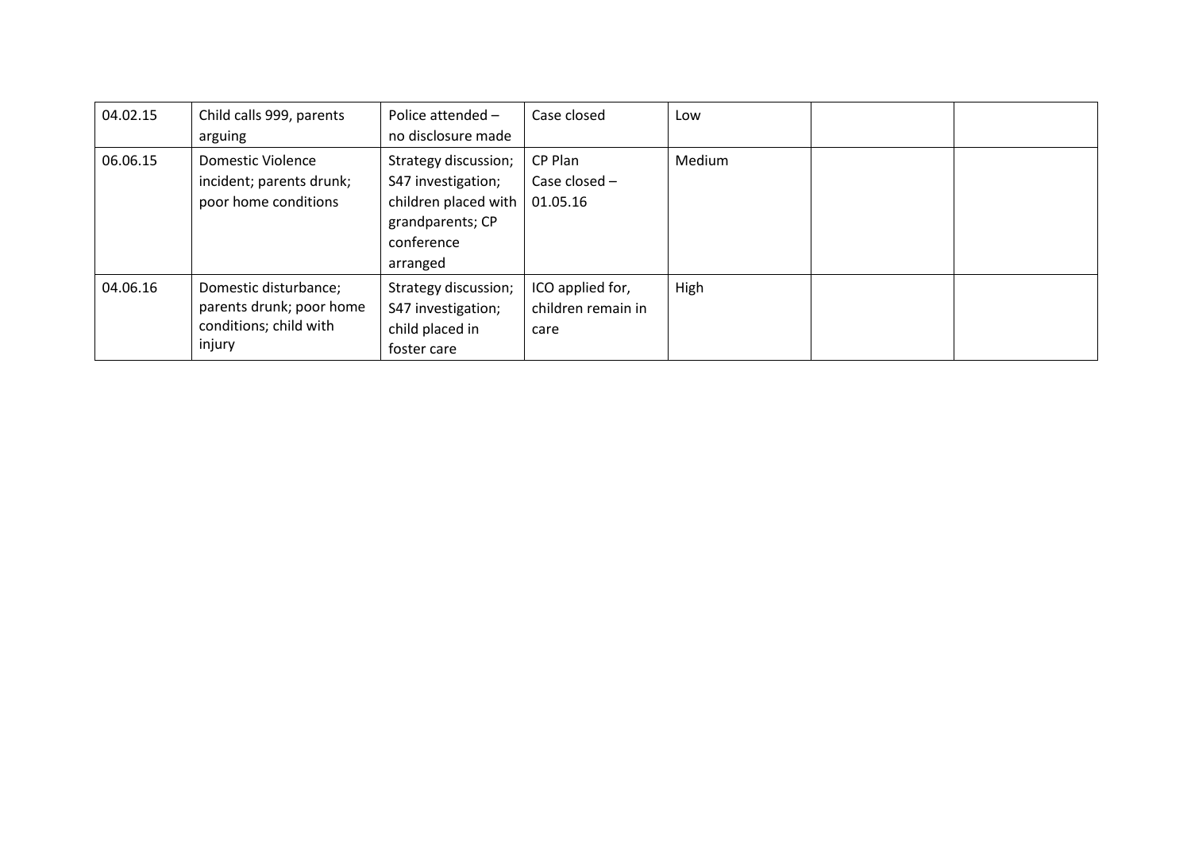| | | | | | | |
|---|---|---|---|---|---|---|
| 04.02.15 | Child calls 999, parents arguing | Police attended – no disclosure made | Case closed | Low | | |
| 06.06.15 | Domestic Violence incident; parents drunk; poor home conditions | Strategy discussion; S47 investigation; children placed with grandparents; CP conference arranged | CP Plan Case closed – 01.05.16 | Medium | | |
| 04.06.16 | Domestic disturbance; parents drunk; poor home conditions; child with injury | Strategy discussion; S47 investigation; child placed in foster care | ICO applied for, children remain in care | High | | |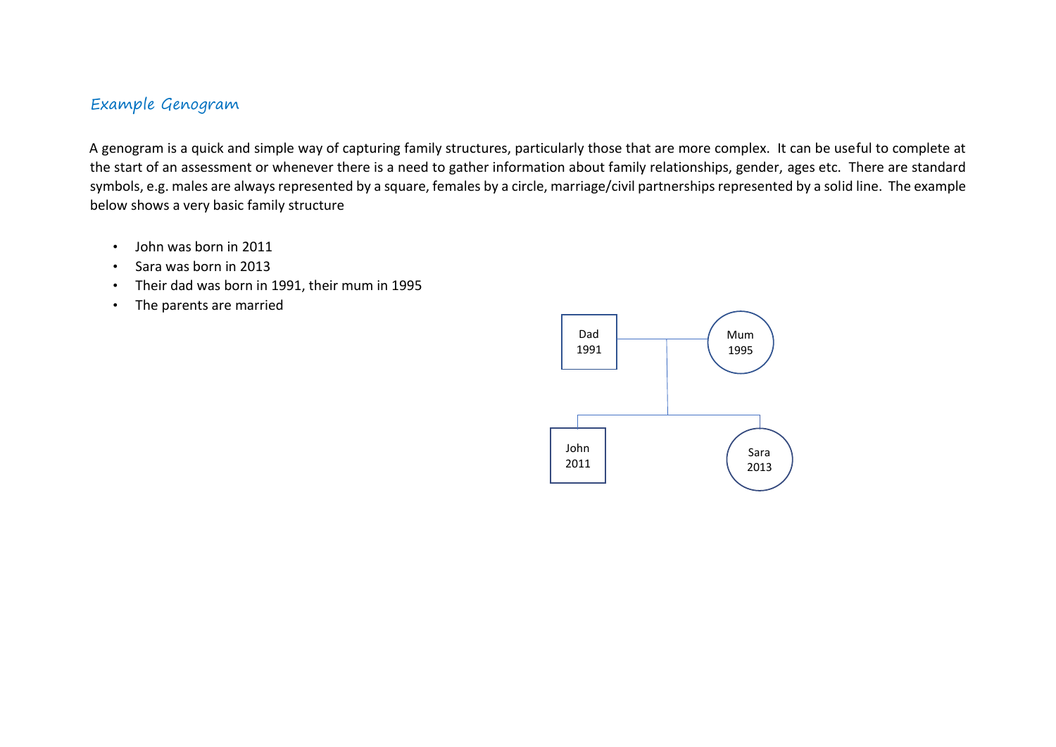## Example Genogram

A genogram is a quick and simple way of capturing family structures, particularly those that are more complex. It can be useful to complete at the start of an assessment or whenever there is a need to gather information about family relationships, gender, ages etc. There are standard symbols, e.g. males are always represented by a square, females by a circle, marriage/civil partnerships represented by a solid line. The example below shows a very basic family structure

- John was born in 2011
- Sara was born in 2013
- Their dad was born in 1991, their mum in 1995
- The parents are married

Dad
1991

Mum
1995

John
2011

Sara
2013